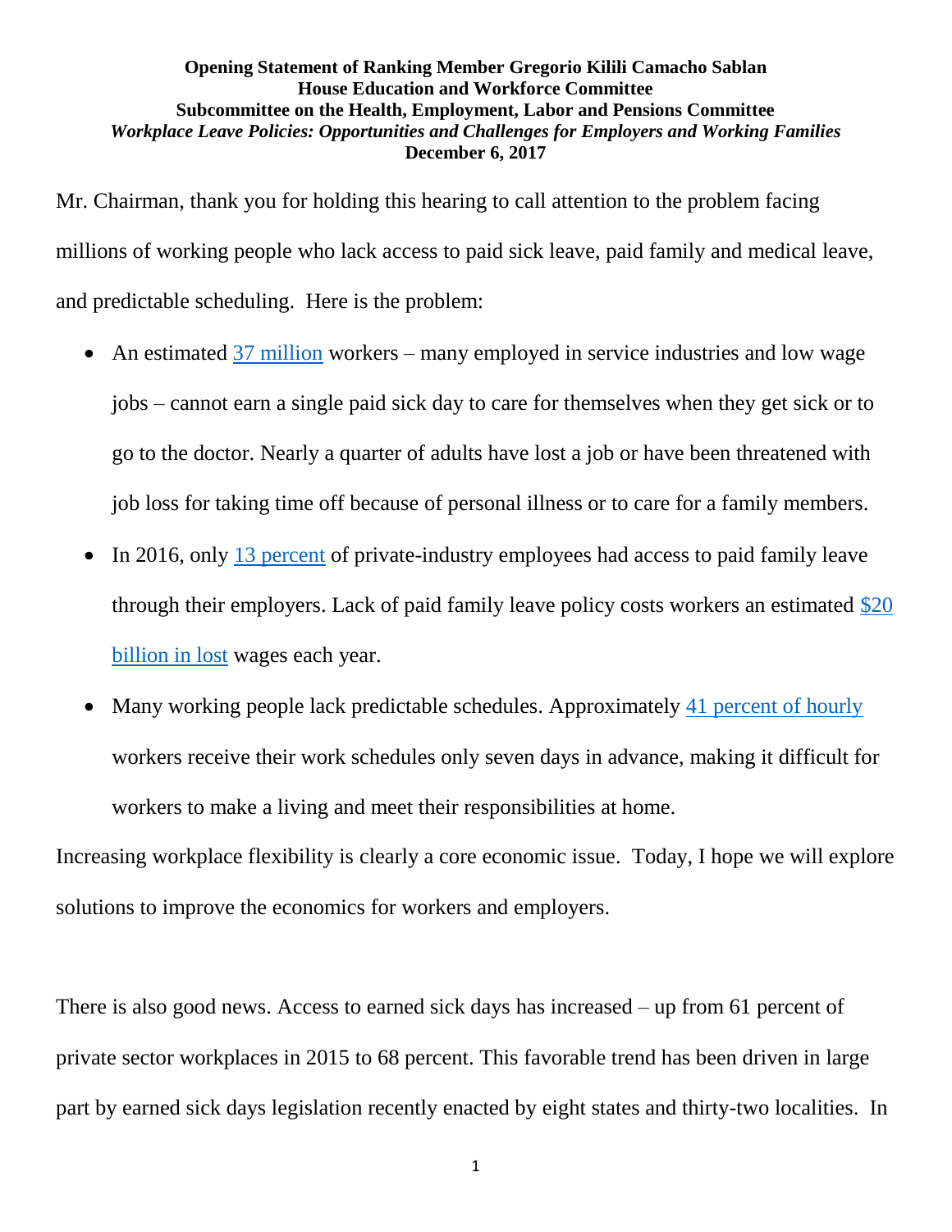**Opening Statement of Ranking Member Gregorio Kilili Camacho Sablan**
**House Education and Workforce Committee**
**Subcommittee on the Health, Employment, Labor and Pensions Committee**
***Workplace Leave Policies: Opportunities and Challenges for Employers and Working Families***
**December 6, 2017**

Mr. Chairman, thank you for holding this hearing to call attention to the problem facing millions of working people who lack access to paid sick leave, paid family and medical leave, and predictable scheduling. Here is the problem:

- An estimated 37 million workers – many employed in service industries and low wage jobs – cannot earn a single paid sick day to care for themselves when they get sick or to go to the doctor. Nearly a quarter of adults have lost a job or have been threatened with job loss for taking time off because of personal illness or to care for a family members.
- In 2016, only 13 percent of private-industry employees had access to paid family leave through their employers. Lack of paid family leave policy costs workers an estimated $20 billion in lost wages each year.
- Many working people lack predictable schedules. Approximately 41 percent of hourly workers receive their work schedules only seven days in advance, making it difficult for workers to make a living and meet their responsibilities at home.

Increasing workplace flexibility is clearly a core economic issue. Today, I hope we will explore solutions to improve the economics for workers and employers.

There is also good news. Access to earned sick days has increased – up from 61 percent of private sector workplaces in 2015 to 68 percent. This favorable trend has been driven in large part by earned sick days legislation recently enacted by eight states and thirty-two localities. In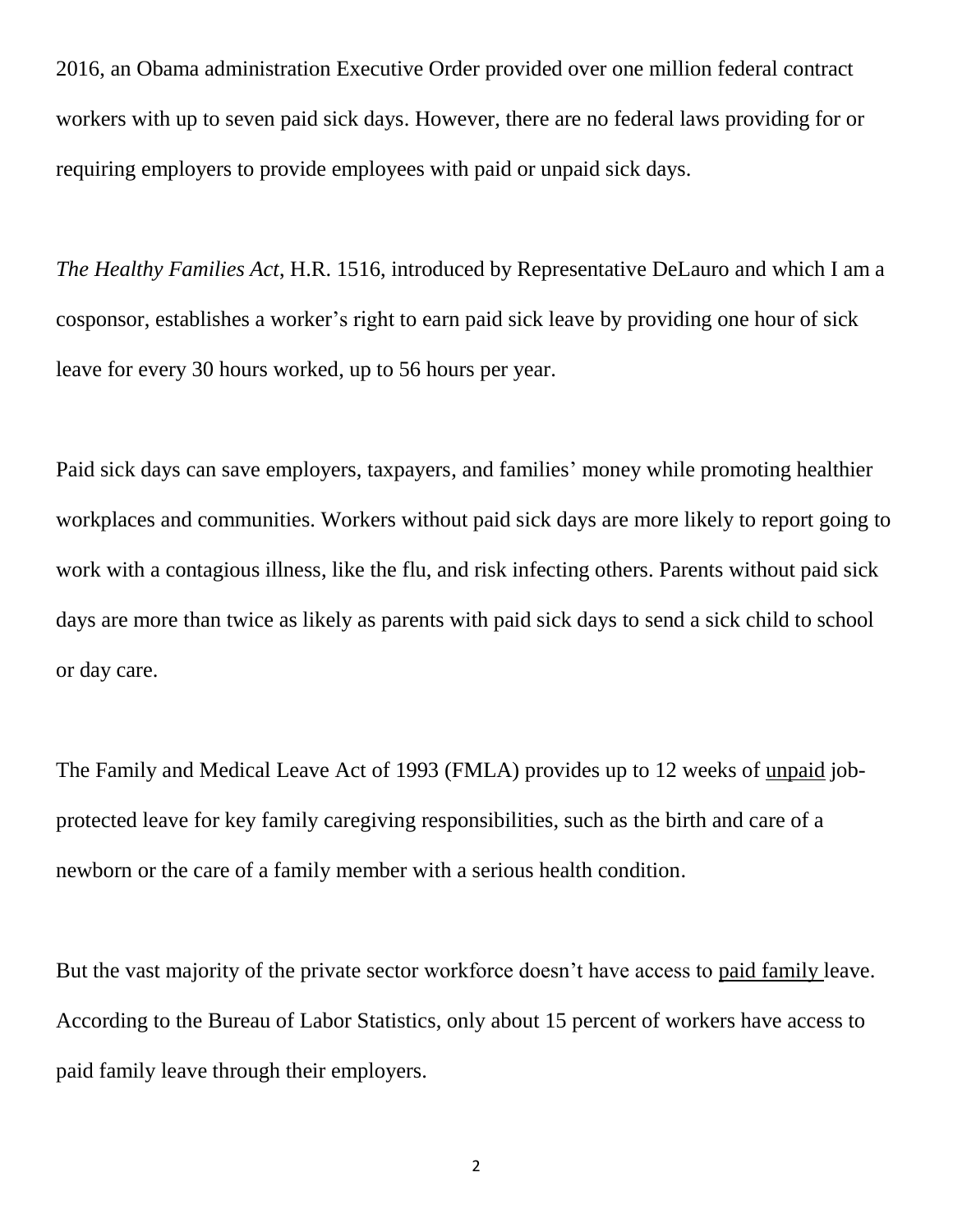2016, an Obama administration Executive Order provided over one million federal contract workers with up to seven paid sick days. However, there are no federal laws providing for or requiring employers to provide employees with paid or unpaid sick days.

*The Healthy Families Act*, H.R. 1516, introduced by Representative DeLauro and which I am a cosponsor, establishes a worker's right to earn paid sick leave by providing one hour of sick leave for every 30 hours worked, up to 56 hours per year.

Paid sick days can save employers, taxpayers, and families' money while promoting healthier workplaces and communities. Workers without paid sick days are more likely to report going to work with a contagious illness, like the flu, and risk infecting others. Parents without paid sick days are more than twice as likely as parents with paid sick days to send a sick child to school or day care.

The Family and Medical Leave Act of 1993 (FMLA) provides up to 12 weeks of <u>unpaid</u> job-protected leave for key family caregiving responsibilities, such as the birth and care of a newborn or the care of a family member with a serious health condition.

But the vast majority of the private sector workforce doesn't have access to <u>paid family</u> leave. According to the Bureau of Labor Statistics, only about 15 percent of workers have access to paid family leave through their employers.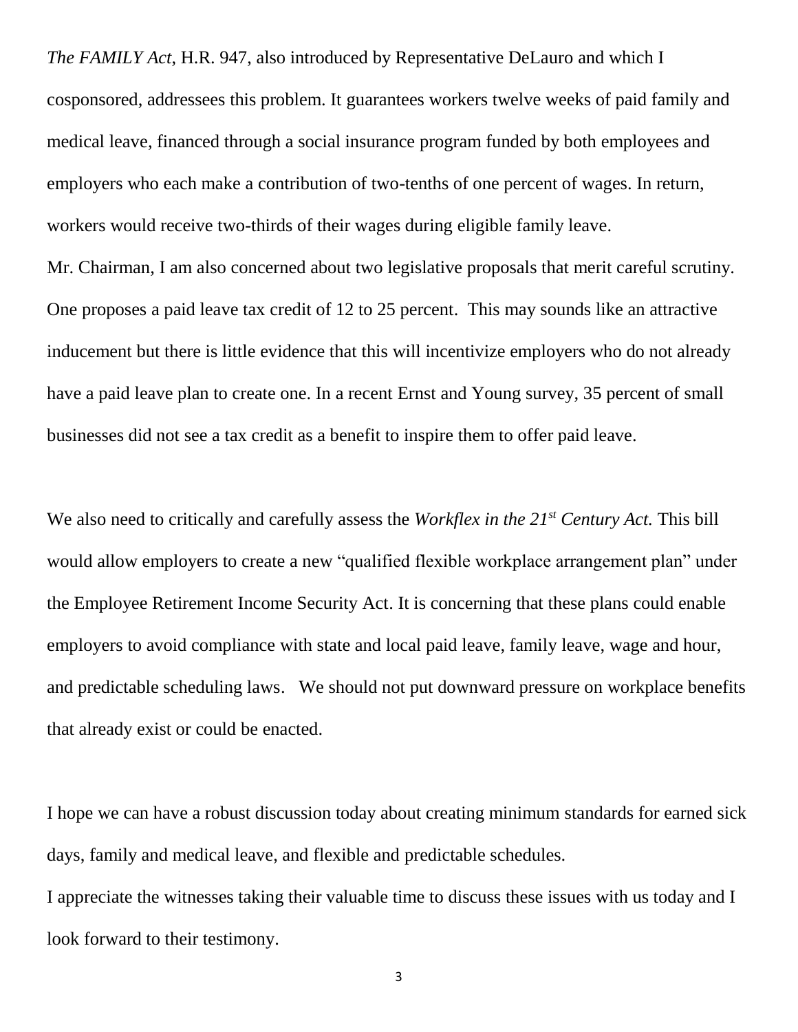*The FAMILY Act*, H.R. 947, also introduced by Representative DeLauro and which I cosponsored, addressees this problem. It guarantees workers twelve weeks of paid family and medical leave, financed through a social insurance program funded by both employees and employers who each make a contribution of two-tenths of one percent of wages. In return, workers would receive two-thirds of their wages during eligible family leave.

Mr. Chairman, I am also concerned about two legislative proposals that merit careful scrutiny. One proposes a paid leave tax credit of 12 to 25 percent. This may sounds like an attractive inducement but there is little evidence that this will incentivize employers who do not already have a paid leave plan to create one. In a recent Ernst and Young survey, 35 percent of small businesses did not see a tax credit as a benefit to inspire them to offer paid leave.

We also need to critically and carefully assess the *Workflex in the 21st Century Act.* This bill would allow employers to create a new "qualified flexible workplace arrangement plan" under the Employee Retirement Income Security Act. It is concerning that these plans could enable employers to avoid compliance with state and local paid leave, family leave, wage and hour, and predictable scheduling laws. We should not put downward pressure on workplace benefits that already exist or could be enacted.

I hope we can have a robust discussion today about creating minimum standards for earned sick days, family and medical leave, and flexible and predictable schedules.

I appreciate the witnesses taking their valuable time to discuss these issues with us today and I look forward to their testimony.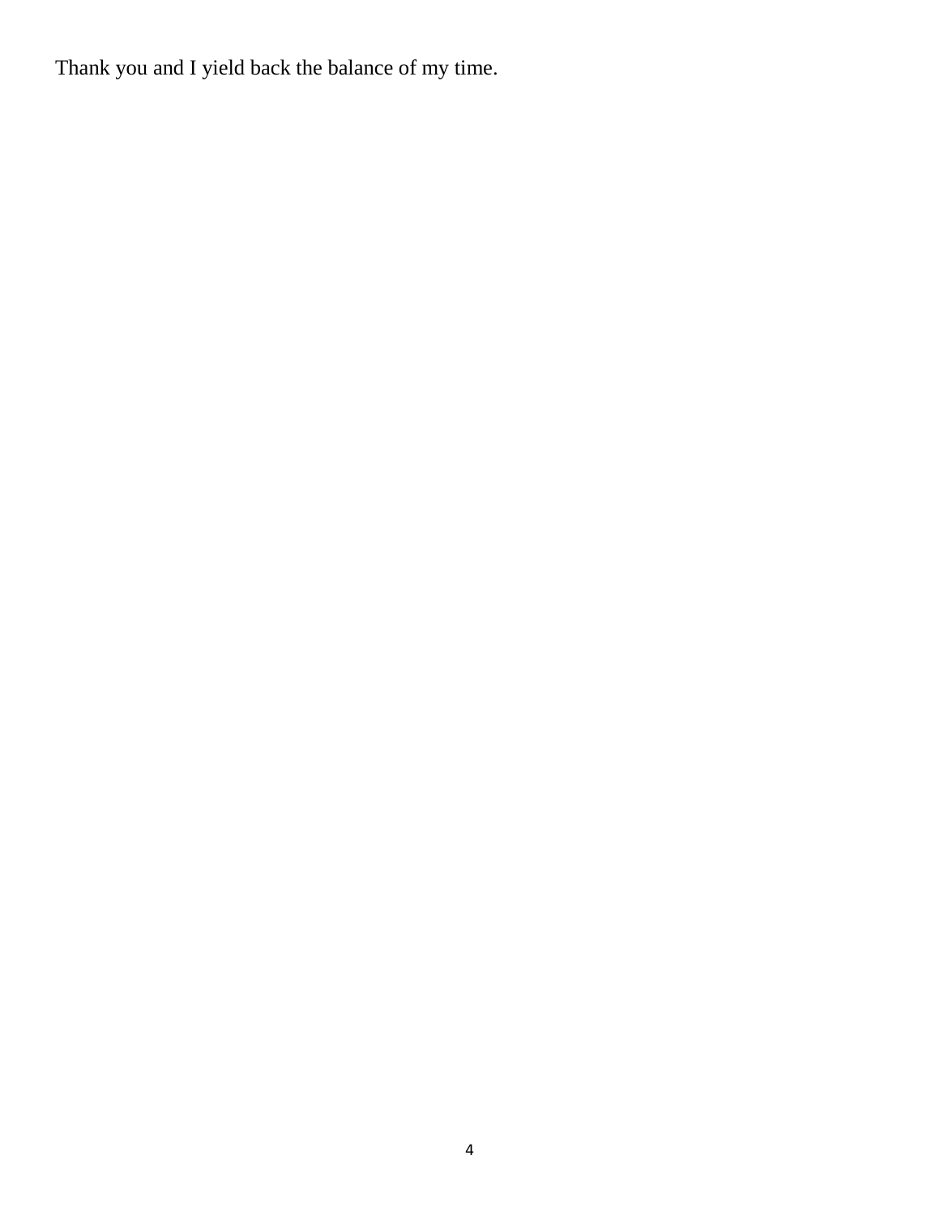Thank you and I yield back the balance of my time.